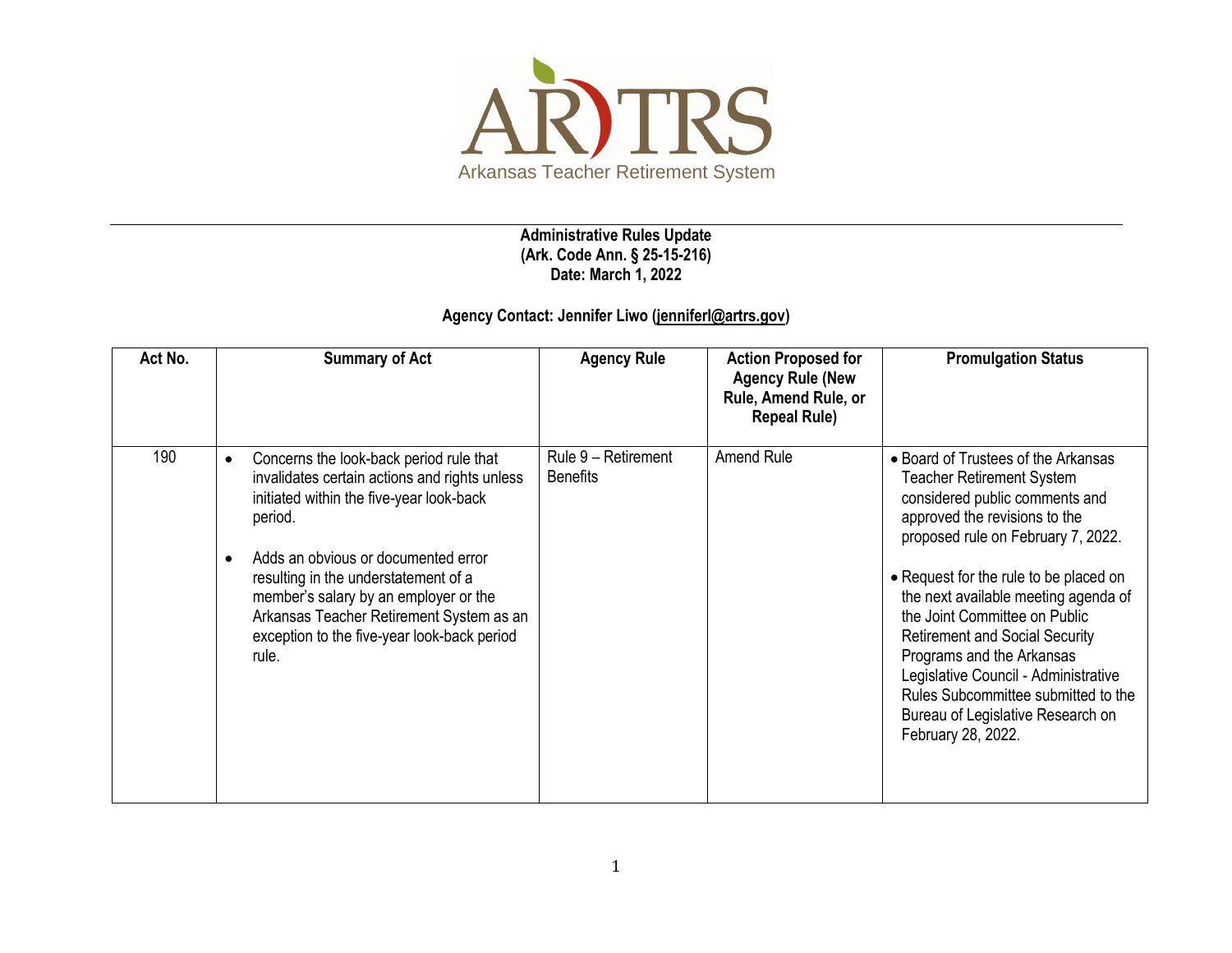AR TRS

Arkansas Teacher Retirement System

**Administrative Rules Update**
**(Ark. Code Ann. § 25-15-216)**
**Date: March 1, 2022**

**Agency Contact: Jennifer Liwo (jenniferl@artrs.gov)**

| Act No. | Summary of Act | Agency Rule | Action Proposed for Agency Rule (New Rule, Amend Rule, or Repeal Rule) | Promulgation Status |
|---|---|---|---|---|
| 190 | • Concerns the look-back period rule that invalidates certain actions and rights unless initiated within the five-year look-back period.<br><br>• Adds an obvious or documented error resulting in the understatement of a member's salary by an employer or the Arkansas Teacher Retirement System as an exception to the five-year look-back period rule. | Rule 9 – Retirement Benefits | Amend Rule | • Board of Trustees of the Arkansas Teacher Retirement System considered public comments and approved the revisions to the proposed rule on February 7, 2022.<br><br>• Request for the rule to be placed on the next available meeting agenda of the Joint Committee on Public Retirement and Social Security Programs and the Arkansas Legislative Council - Administrative Rules Subcommittee submitted to the Bureau of Legislative Research on February 28, 2022. |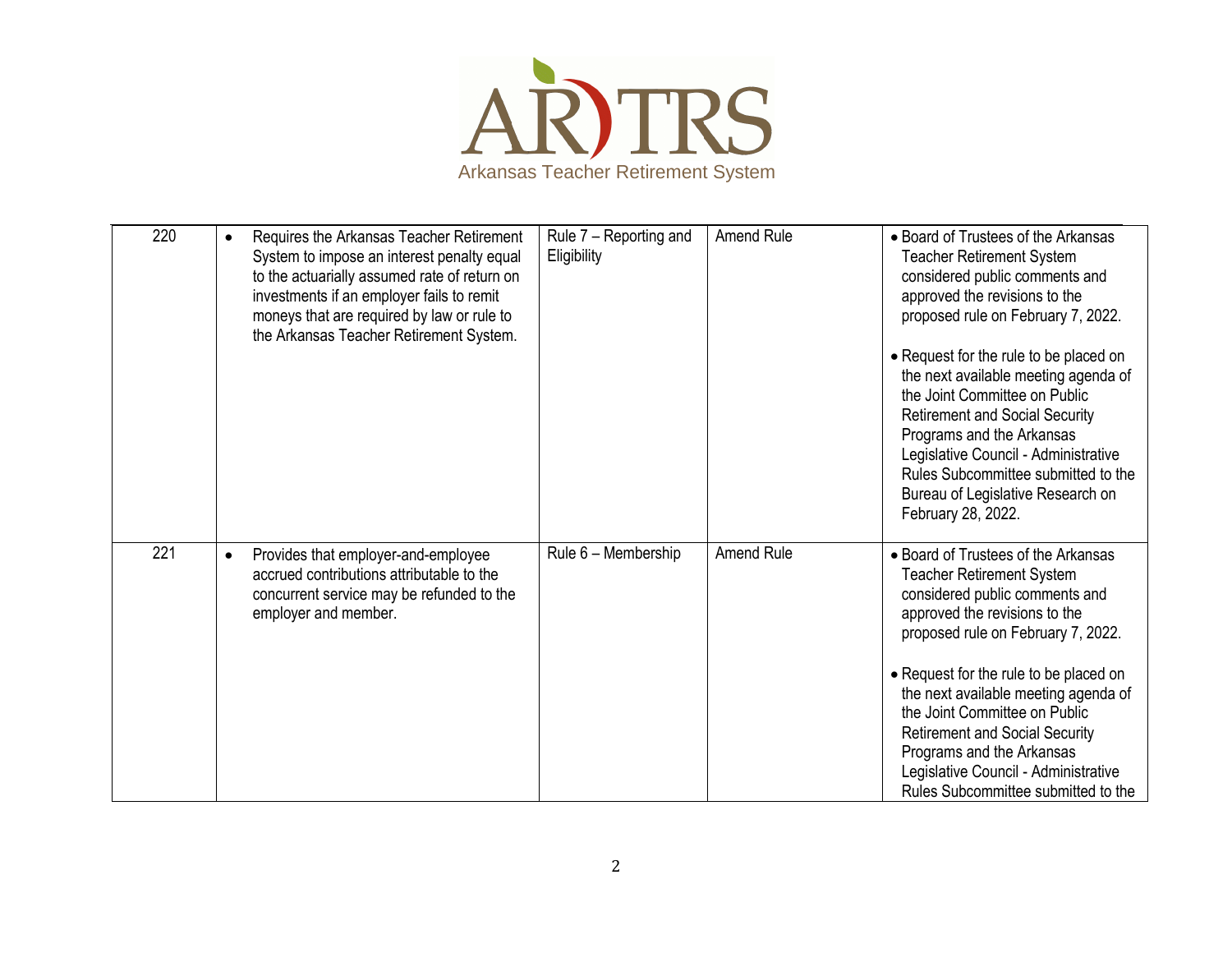| | | | | |
|---|---|---|---|---|
| 220 | • Requires the Arkansas Teacher Retirement System to impose an interest penalty equal to the actuarially assumed rate of return on investments if an employer fails to remit moneys that are required by law or rule to the Arkansas Teacher Retirement System. | Rule 7 – Reporting and Eligibility | Amend Rule | • Board of Trustees of the Arkansas Teacher Retirement System considered public comments and approved the revisions to the proposed rule on February 7, 2022.<br><br>• Request for the rule to be placed on the next available meeting agenda of the Joint Committee on Public Retirement and Social Security Programs and the Arkansas Legislative Council - Administrative Rules Subcommittee submitted to the Bureau of Legislative Research on February 28, 2022. |
| 221 | • Provides that employer-and-employee accrued contributions attributable to the concurrent service may be refunded to the employer and member. | Rule 6 – Membership | Amend Rule | • Board of Trustees of the Arkansas Teacher Retirement System considered public comments and approved the revisions to the proposed rule on February 7, 2022.<br><br>• Request for the rule to be placed on the next available meeting agenda of the Joint Committee on Public Retirement and Social Security Programs and the Arkansas Legislative Council - Administrative Rules Subcommittee submitted to the |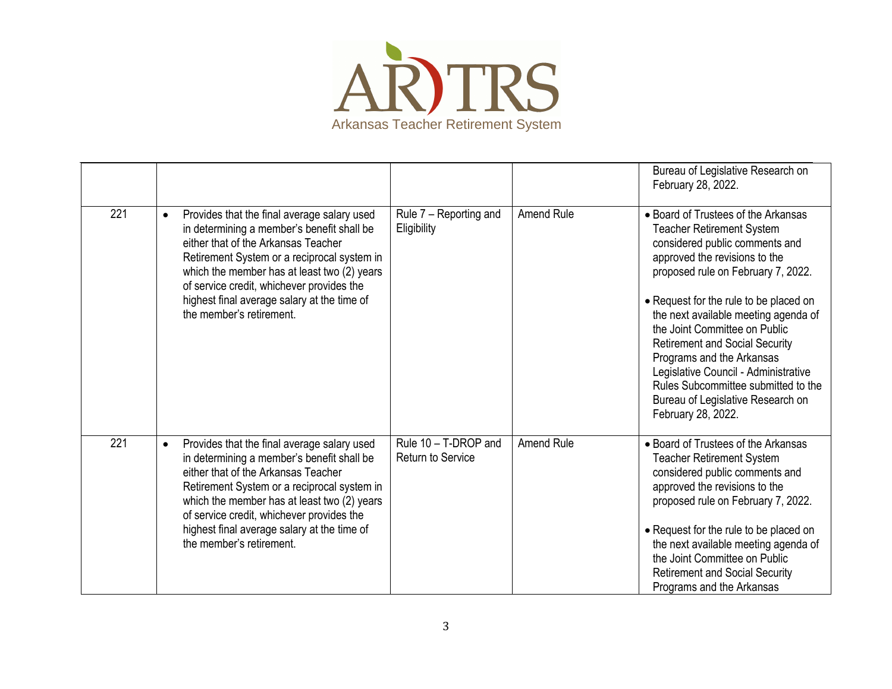Arkansas Teacher Retirement System

| | | | | |
|---|---|---|---|---|
| | | | | Bureau of Legislative Research on February 28, 2022. |
| 221 | • Provides that the final average salary used in determining a member's benefit shall be either that of the Arkansas Teacher Retirement System or a reciprocal system in which the member has at least two (2) years of service credit, whichever provides the highest final average salary at the time of the member's retirement. | Rule 7 – Reporting and Eligibility | Amend Rule | • Board of Trustees of the Arkansas Teacher Retirement System considered public comments and approved the revisions to the proposed rule on February 7, 2022. <br><br> • Request for the rule to be placed on the next available meeting agenda of the Joint Committee on Public Retirement and Social Security Programs and the Arkansas Legislative Council - Administrative Rules Subcommittee submitted to the Bureau of Legislative Research on February 28, 2022. |
| 221 | • Provides that the final average salary used in determining a member's benefit shall be either that of the Arkansas Teacher Retirement System or a reciprocal system in which the member has at least two (2) years of service credit, whichever provides the highest final average salary at the time of the member's retirement. | Rule 10 – T-DROP and Return to Service | Amend Rule | • Board of Trustees of the Arkansas Teacher Retirement System considered public comments and approved the revisions to the proposed rule on February 7, 2022. <br><br> • Request for the rule to be placed on the next available meeting agenda of the Joint Committee on Public Retirement and Social Security Programs and the Arkansas |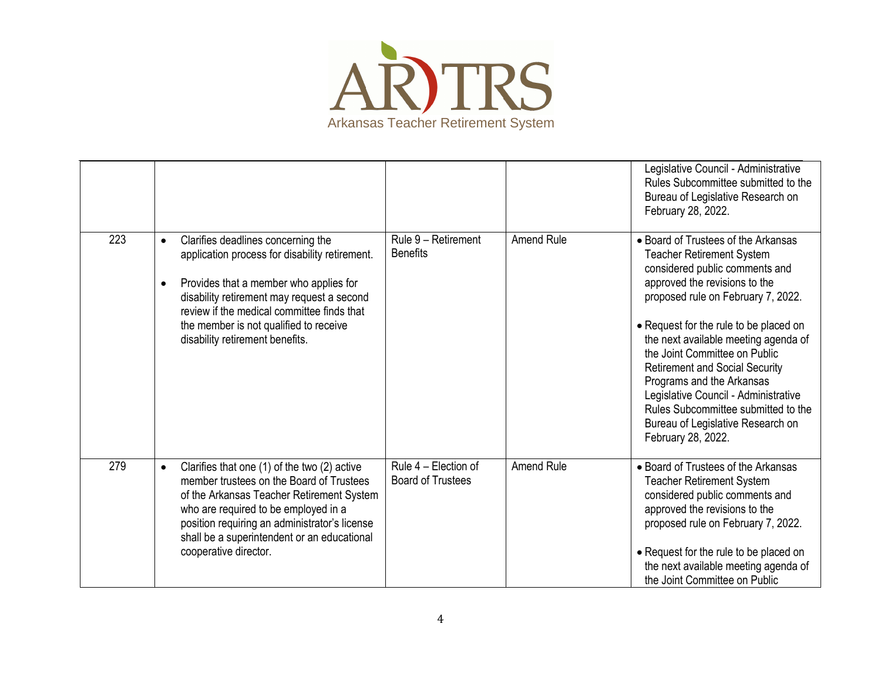Arkansas Teacher Retirement System

|  |  |  |  |  |
|---|---|---|---|---|
|  |  |  |  | Legislative Council - Administrative Rules Subcommittee submitted to the Bureau of Legislative Research on February 28, 2022. |
| 223 | • Clarifies deadlines concerning the application process for disability retirement.<br><br>• Provides that a member who applies for disability retirement may request a second review if the medical committee finds that the member is not qualified to receive disability retirement benefits. | Rule 9 – Retirement Benefits | Amend Rule | • Board of Trustees of the Arkansas Teacher Retirement System considered public comments and approved the revisions to the proposed rule on February 7, 2022.<br><br>• Request for the rule to be placed on the next available meeting agenda of the Joint Committee on Public Retirement and Social Security Programs and the Arkansas Legislative Council - Administrative Rules Subcommittee submitted to the Bureau of Legislative Research on February 28, 2022. |
| 279 | • Clarifies that one (1) of the two (2) active member trustees on the Board of Trustees of the Arkansas Teacher Retirement System who are required to be employed in a position requiring an administrator's license shall be a superintendent or an educational cooperative director. | Rule 4 – Election of Board of Trustees | Amend Rule | • Board of Trustees of the Arkansas Teacher Retirement System considered public comments and approved the revisions to the proposed rule on February 7, 2022.<br><br>• Request for the rule to be placed on the next available meeting agenda of the Joint Committee on Public |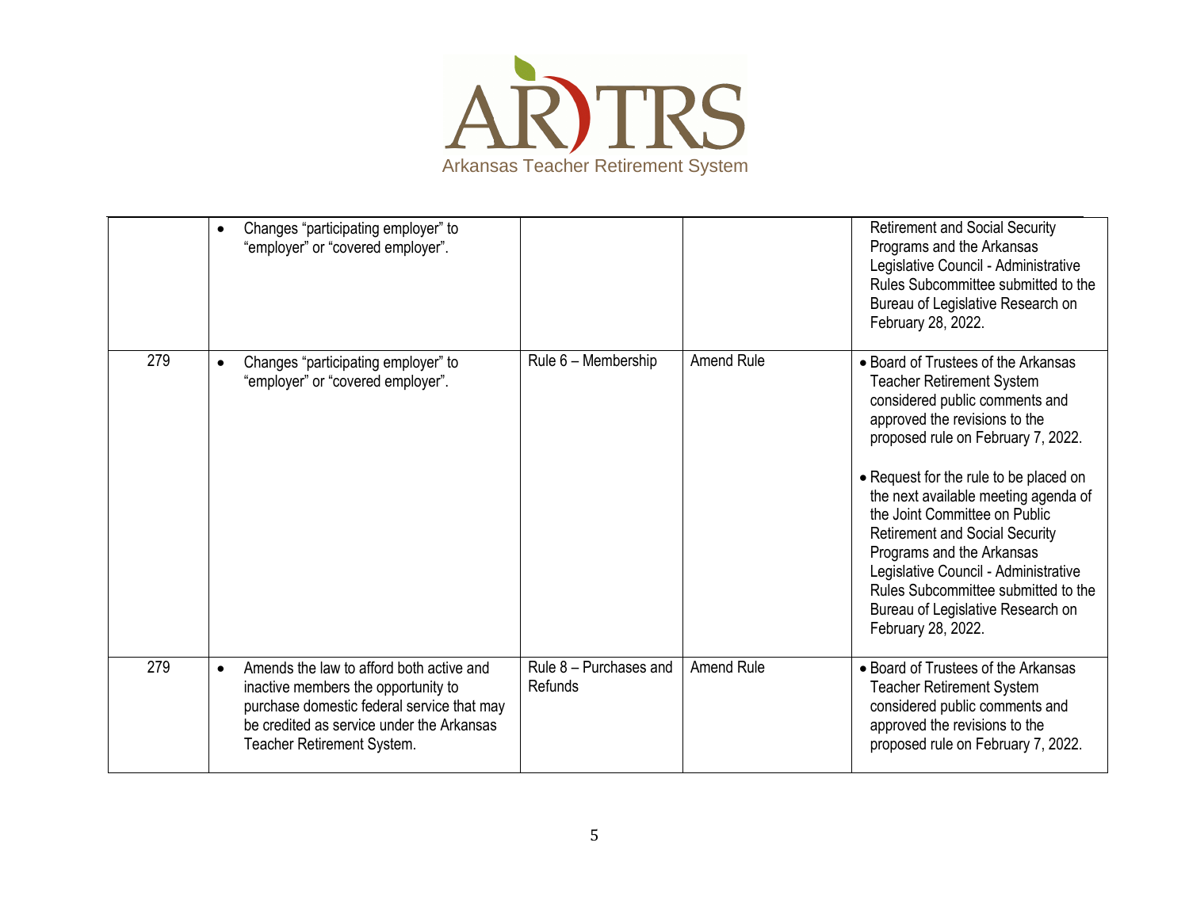# AR TRS
Arkansas Teacher Retirement System

| | | | | |
|---|---|---|---|---|
| | • Changes "participating employer" to "employer" or "covered employer". | | | Retirement and Social Security Programs and the Arkansas Legislative Council - Administrative Rules Subcommittee submitted to the Bureau of Legislative Research on February 28, 2022. |
| 279 | • Changes "participating employer" to "employer" or "covered employer". | Rule 6 – Membership | Amend Rule | • Board of Trustees of the Arkansas Teacher Retirement System considered public comments and approved the revisions to the proposed rule on February 7, 2022.<br><br>• Request for the rule to be placed on the next available meeting agenda of the Joint Committee on Public Retirement and Social Security Programs and the Arkansas Legislative Council - Administrative Rules Subcommittee submitted to the Bureau of Legislative Research on February 28, 2022. |
| 279 | • Amends the law to afford both active and inactive members the opportunity to purchase domestic federal service that may be credited as service under the Arkansas Teacher Retirement System. | Rule 8 – Purchases and Refunds | Amend Rule | • Board of Trustees of the Arkansas Teacher Retirement System considered public comments and approved the revisions to the proposed rule on February 7, 2022. |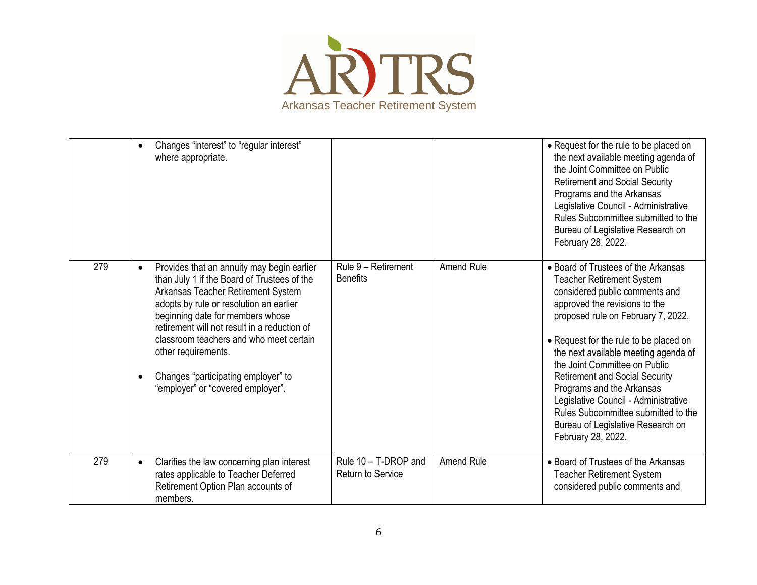| | | | | |
|---|---|---|---|---|
| | • Changes "interest" to "regular interest" where appropriate. | | | • Request for the rule to be placed on the next available meeting agenda of the Joint Committee on Public Retirement and Social Security Programs and the Arkansas Legislative Council - Administrative Rules Subcommittee submitted to the Bureau of Legislative Research on February 28, 2022. |
| 279 | • Provides that an annuity may begin earlier than July 1 if the Board of Trustees of the Arkansas Teacher Retirement System adopts by rule or resolution an earlier beginning date for members whose retirement will not result in a reduction of classroom teachers and who meet certain other requirements.<br><br>• Changes "participating employer" to "employer" or "covered employer". | Rule 9 – Retirement Benefits | Amend Rule | • Board of Trustees of the Arkansas Teacher Retirement System considered public comments and approved the revisions to the proposed rule on February 7, 2022.<br><br>• Request for the rule to be placed on the next available meeting agenda of the Joint Committee on Public Retirement and Social Security Programs and the Arkansas Legislative Council - Administrative Rules Subcommittee submitted to the Bureau of Legislative Research on February 28, 2022. |
| 279 | • Clarifies the law concerning plan interest rates applicable to Teacher Deferred Retirement Option Plan accounts of members. | Rule 10 – T-DROP and Return to Service | Amend Rule | • Board of Trustees of the Arkansas Teacher Retirement System considered public comments and |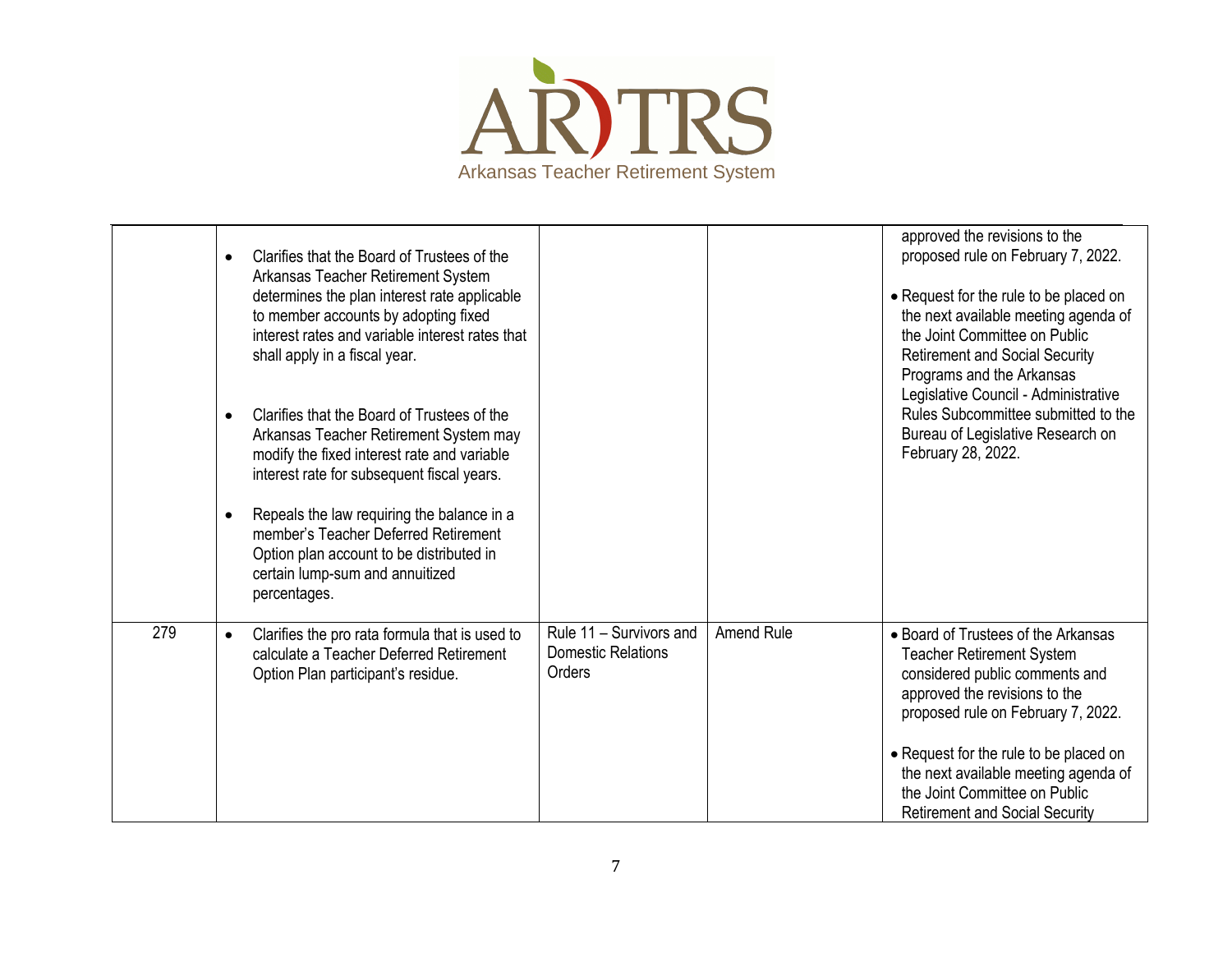| | | | | |
|---|---|---|---|---|
| | • Clarifies that the Board of Trustees of the Arkansas Teacher Retirement System determines the plan interest rate applicable to member accounts by adopting fixed interest rates and variable interest rates that shall apply in a fiscal year.<br><br>• Clarifies that the Board of Trustees of the Arkansas Teacher Retirement System may modify the fixed interest rate and variable interest rate for subsequent fiscal years.<br><br>• Repeals the law requiring the balance in a member's Teacher Deferred Retirement Option plan account to be distributed in certain lump-sum and annuitized percentages. | | | approved the revisions to the proposed rule on February 7, 2022.<br><br>• Request for the rule to be placed on the next available meeting agenda of the Joint Committee on Public Retirement and Social Security Programs and the Arkansas Legislative Council - Administrative Rules Subcommittee submitted to the Bureau of Legislative Research on February 28, 2022. |
| 279 | • Clarifies the pro rata formula that is used to calculate a Teacher Deferred Retirement Option Plan participant's residue. | Rule 11 – Survivors and Domestic Relations Orders | Amend Rule | • Board of Trustees of the Arkansas Teacher Retirement System considered public comments and approved the revisions to the proposed rule on February 7, 2022.<br><br>• Request for the rule to be placed on the next available meeting agenda of the Joint Committee on Public Retirement and Social Security |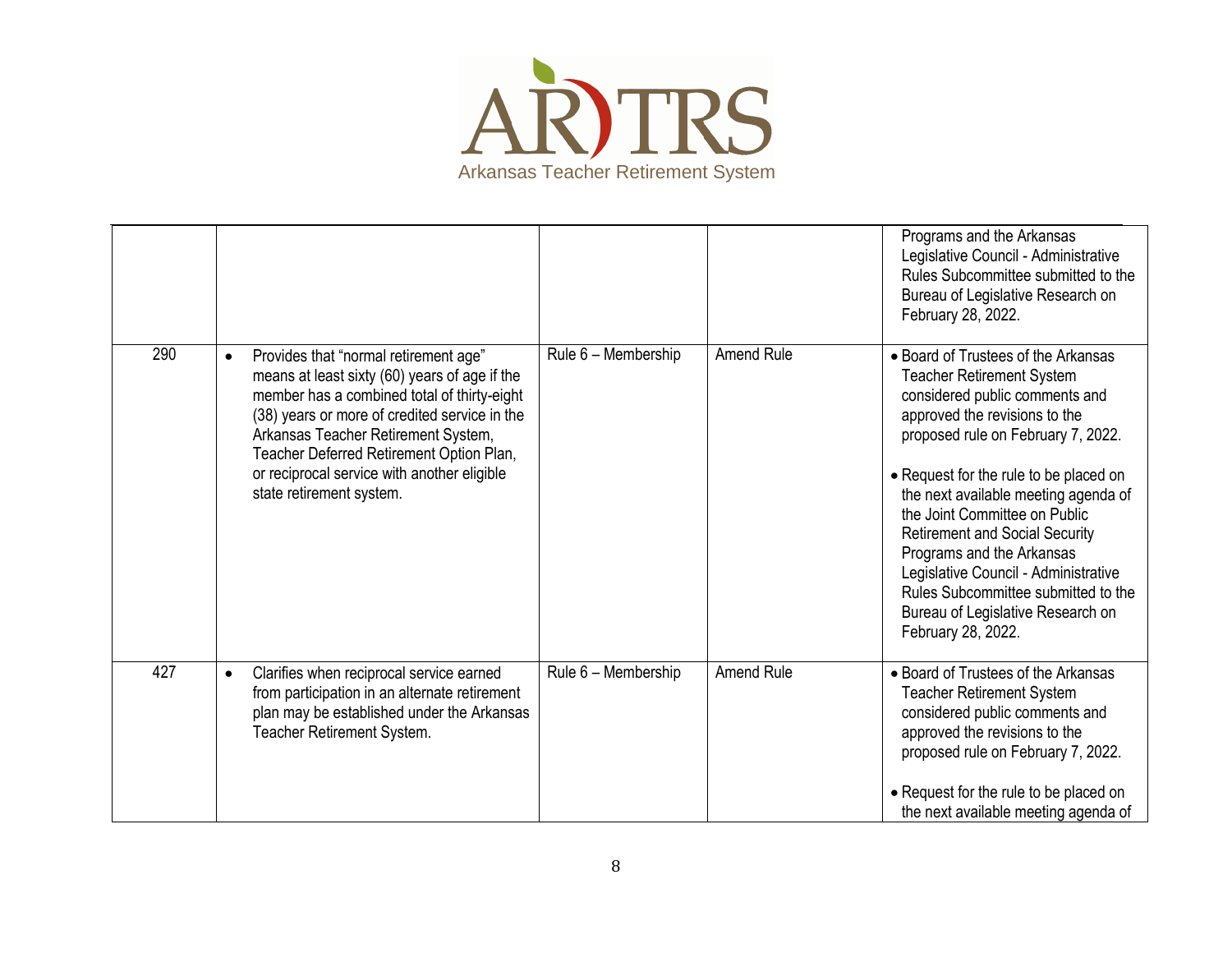| | | | | |
|---|---|---|---|---|
| | | | | Programs and the Arkansas Legislative Council - Administrative Rules Subcommittee submitted to the Bureau of Legislative Research on February 28, 2022. |
| 290 | • Provides that "normal retirement age" means at least sixty (60) years of age if the member has a combined total of thirty-eight (38) years or more of credited service in the Arkansas Teacher Retirement System, Teacher Deferred Retirement Option Plan, or reciprocal service with another eligible state retirement system. | Rule 6 – Membership | Amend Rule | • Board of Trustees of the Arkansas Teacher Retirement System considered public comments and approved the revisions to the proposed rule on February 7, 2022.<br><br>• Request for the rule to be placed on the next available meeting agenda of the Joint Committee on Public Retirement and Social Security Programs and the Arkansas Legislative Council - Administrative Rules Subcommittee submitted to the Bureau of Legislative Research on February 28, 2022. |
| 427 | • Clarifies when reciprocal service earned from participation in an alternate retirement plan may be established under the Arkansas Teacher Retirement System. | Rule 6 – Membership | Amend Rule | • Board of Trustees of the Arkansas Teacher Retirement System considered public comments and approved the revisions to the proposed rule on February 7, 2022.<br><br>• Request for the rule to be placed on the next available meeting agenda of |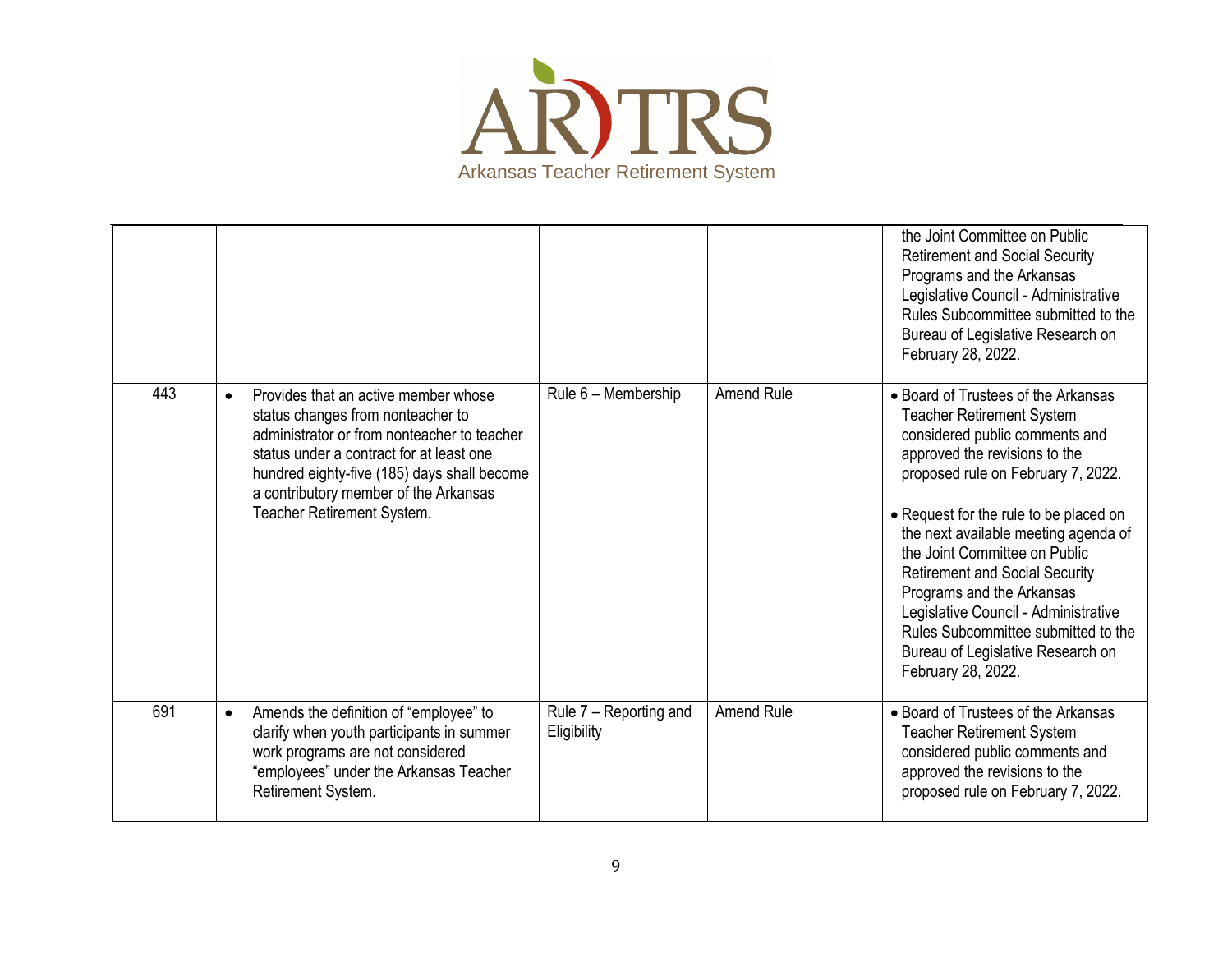| | | | | |
|---|---|---|---|---|
| | | | | the Joint Committee on Public Retirement and Social Security Programs and the Arkansas Legislative Council - Administrative Rules Subcommittee submitted to the Bureau of Legislative Research on February 28, 2022. |
| 443 | • Provides that an active member whose status changes from nonteacher to administrator or from nonteacher to teacher status under a contract for at least one hundred eighty-five (185) days shall become a contributory member of the Arkansas Teacher Retirement System. | Rule 6 – Membership | Amend Rule | • Board of Trustees of the Arkansas Teacher Retirement System considered public comments and approved the revisions to the proposed rule on February 7, 2022.<br><br>• Request for the rule to be placed on the next available meeting agenda of the Joint Committee on Public Retirement and Social Security Programs and the Arkansas Legislative Council - Administrative Rules Subcommittee submitted to the Bureau of Legislative Research on February 28, 2022. |
| 691 | • Amends the definition of "employee" to clarify when youth participants in summer work programs are not considered "employees" under the Arkansas Teacher Retirement System. | Rule 7 – Reporting and Eligibility | Amend Rule | • Board of Trustees of the Arkansas Teacher Retirement System considered public comments and approved the revisions to the proposed rule on February 7, 2022. |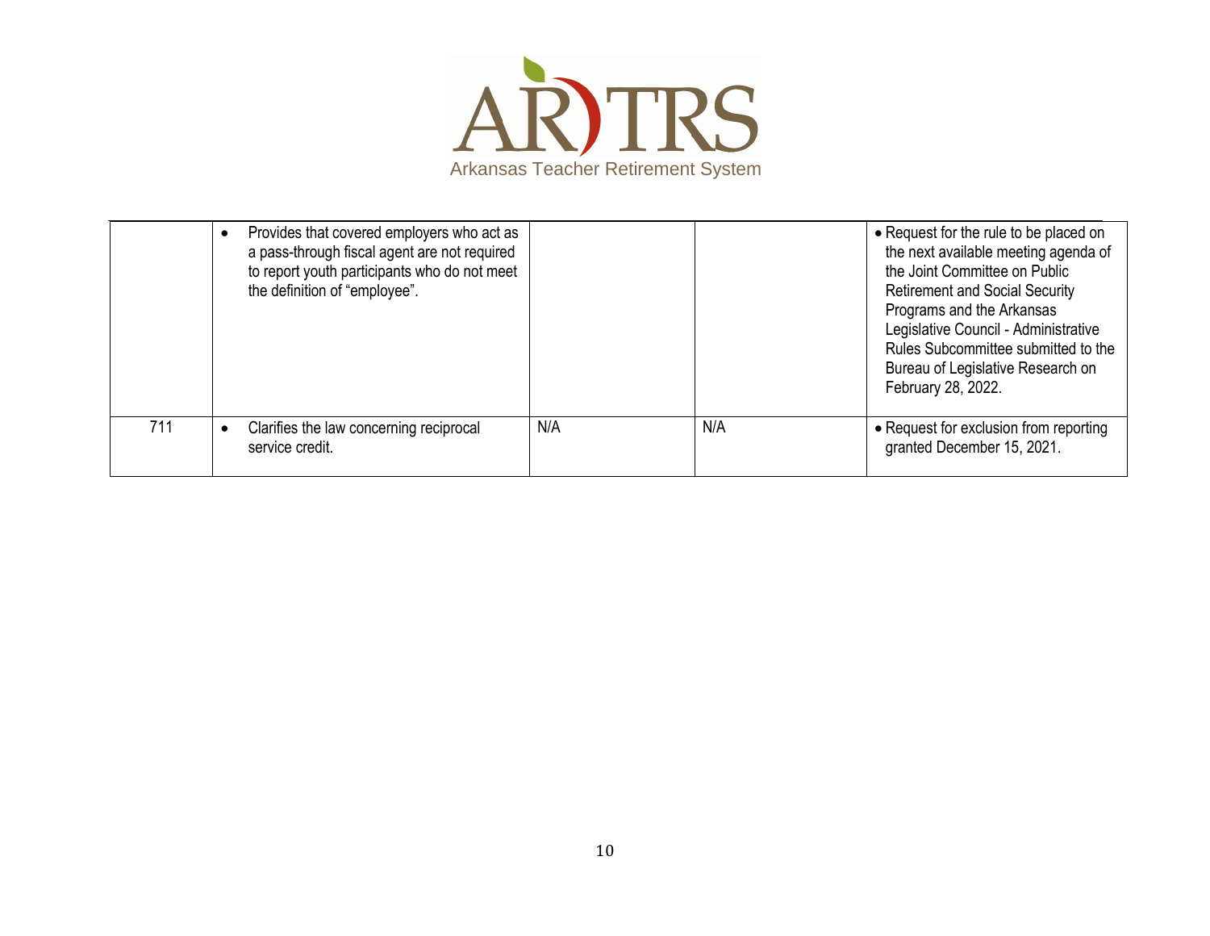# ARTRS

Arkansas Teacher Retirement System

| | | | | |
|---|---|---|---|---|
| | • Provides that covered employers who act as a pass-through fiscal agent are not required to report youth participants who do not meet the definition of "employee". | | | • Request for the rule to be placed on the next available meeting agenda of the Joint Committee on Public Retirement and Social Security Programs and the Arkansas Legislative Council - Administrative Rules Subcommittee submitted to the Bureau of Legislative Research on February 28, 2022. |
| 711 | • Clarifies the law concerning reciprocal service credit. | N/A | N/A | • Request for exclusion from reporting granted December 15, 2021. |